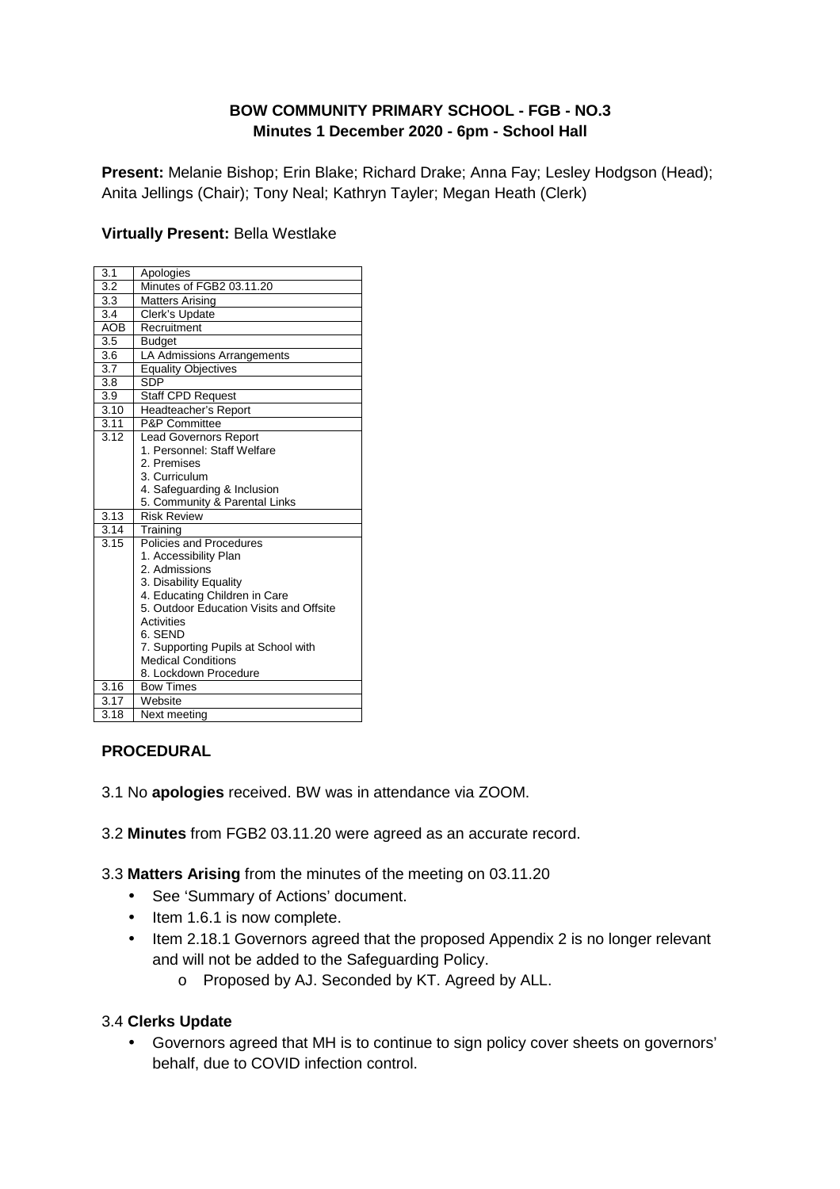**BOW COMMUNITY PRIMARY SCHOOL - FGB - NO.3**
**Minutes 1 December 2020 - 6pm - School Hall**

**Present:** Melanie Bishop; Erin Blake; Richard Drake; Anna Fay; Lesley Hodgson (Head); Anita Jellings (Chair); Tony Neal; Kathryn Tayler; Megan Heath (Clerk)

**Virtually Present:** Bella Westlake

| | |
|---|---|
| 3.1 | Apologies |
| 3.2 | Minutes of FGB2 03.11.20 |
| 3.3 | Matters Arising |
| 3.4 | Clerk's Update |
| AOB | Recruitment |
| 3.5 | Budget |
| 3.6 | LA Admissions Arrangements |
| 3.7 | Equality Objectives |
| 3.8 | SDP |
| 3.9 | Staff CPD Request |
| 3.10 | Headteacher's Report |
| 3.11 | P&P Committee |
| 3.12 | Lead Governors Report<br>1. Personnel: Staff Welfare<br>2. Premises<br>3. Curriculum<br>4. Safeguarding & Inclusion<br>5. Community & Parental Links |
| 3.13 | Risk Review |
| 3.14 | Training |
| 3.15 | Policies and Procedures<br>1. Accessibility Plan<br>2. Admissions<br>3. Disability Equality<br>4. Educating Children in Care<br>5. Outdoor Education Visits and Offsite Activities<br>6. SEND<br>7. Supporting Pupils at School with Medical Conditions<br>8. Lockdown Procedure |
| 3.16 | Bow Times |
| 3.17 | Website |
| 3.18 | Next meeting |

**PROCEDURAL**

3.1 No **apologies** received. BW was in attendance via ZOOM.

3.2 **Minutes** from FGB2 03.11.20 were agreed as an accurate record.

3.3 **Matters Arising** from the minutes of the meeting on 03.11.20

- See 'Summary of Actions' document.
- Item 1.6.1 is now complete.
- Item 2.18.1 Governors agreed that the proposed Appendix 2 is no longer relevant and will not be added to the Safeguarding Policy.
    - Proposed by AJ. Seconded by KT. Agreed by ALL.

3.4 **Clerks Update**

- Governors agreed that MH is to continue to sign policy cover sheets on governors' behalf, due to COVID infection control.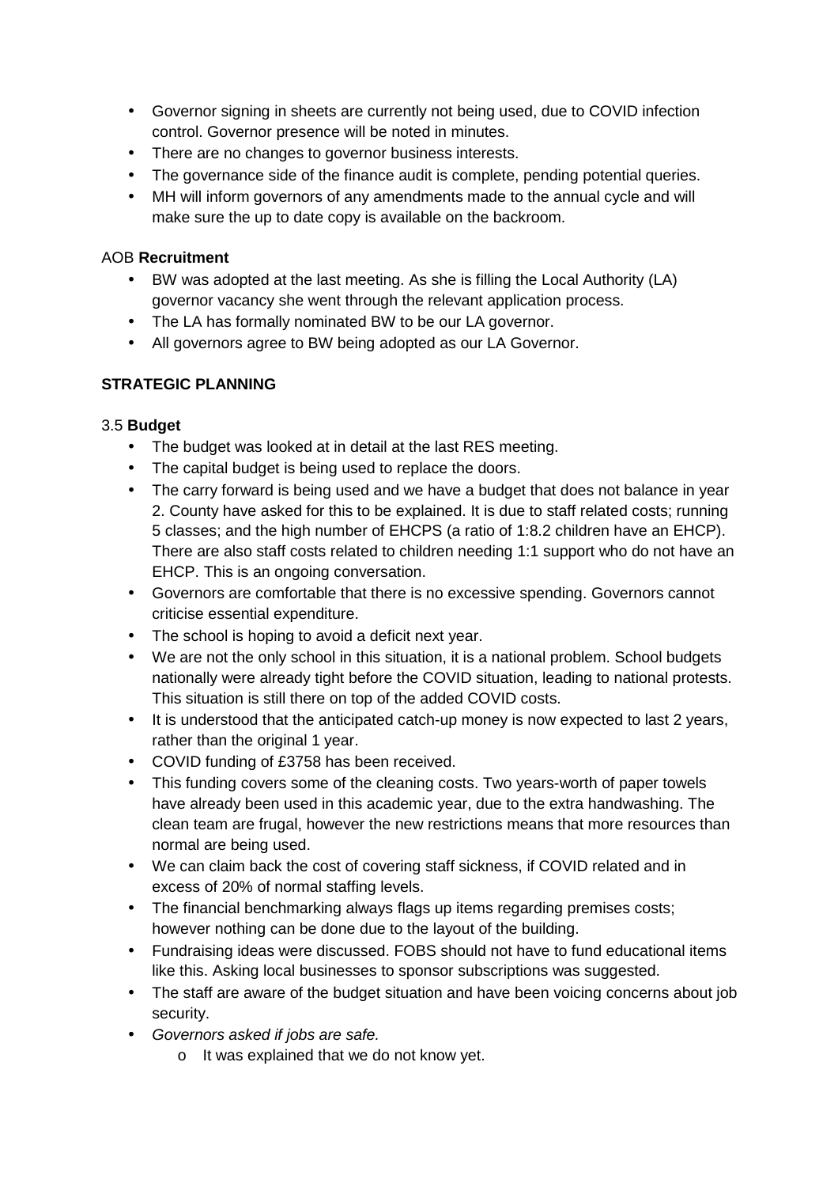- Governor signing in sheets are currently not being used, due to COVID infection control. Governor presence will be noted in minutes.
- There are no changes to governor business interests.
- The governance side of the finance audit is complete, pending potential queries.
- MH will inform governors of any amendments made to the annual cycle and will make sure the up to date copy is available on the backroom.

AOB **Recruitment**

- BW was adopted at the last meeting. As she is filling the Local Authority (LA) governor vacancy she went through the relevant application process.
- The LA has formally nominated BW to be our LA governor.
- All governors agree to BW being adopted as our LA Governor.

**STRATEGIC PLANNING**

3.5 **Budget**

- The budget was looked at in detail at the last RES meeting.
- The capital budget is being used to replace the doors.
- The carry forward is being used and we have a budget that does not balance in year 2. County have asked for this to be explained. It is due to staff related costs; running 5 classes; and the high number of EHCPS (a ratio of 1:8.2 children have an EHCP). There are also staff costs related to children needing 1:1 support who do not have an EHCP. This is an ongoing conversation.
- Governors are comfortable that there is no excessive spending. Governors cannot criticise essential expenditure.
- The school is hoping to avoid a deficit next year.
- We are not the only school in this situation, it is a national problem. School budgets nationally were already tight before the COVID situation, leading to national protests. This situation is still there on top of the added COVID costs.
- It is understood that the anticipated catch-up money is now expected to last 2 years, rather than the original 1 year.
- COVID funding of £3758 has been received.
- This funding covers some of the cleaning costs. Two years-worth of paper towels have already been used in this academic year, due to the extra handwashing. The clean team are frugal, however the new restrictions means that more resources than normal are being used.
- We can claim back the cost of covering staff sickness, if COVID related and in excess of 20% of normal staffing levels.
- The financial benchmarking always flags up items regarding premises costs; however nothing can be done due to the layout of the building.
- Fundraising ideas were discussed. FOBS should not have to fund educational items like this. Asking local businesses to sponsor subscriptions was suggested.
- The staff are aware of the budget situation and have been voicing concerns about job security.
- *Governors asked if jobs are safe.*
    - It was explained that we do not know yet.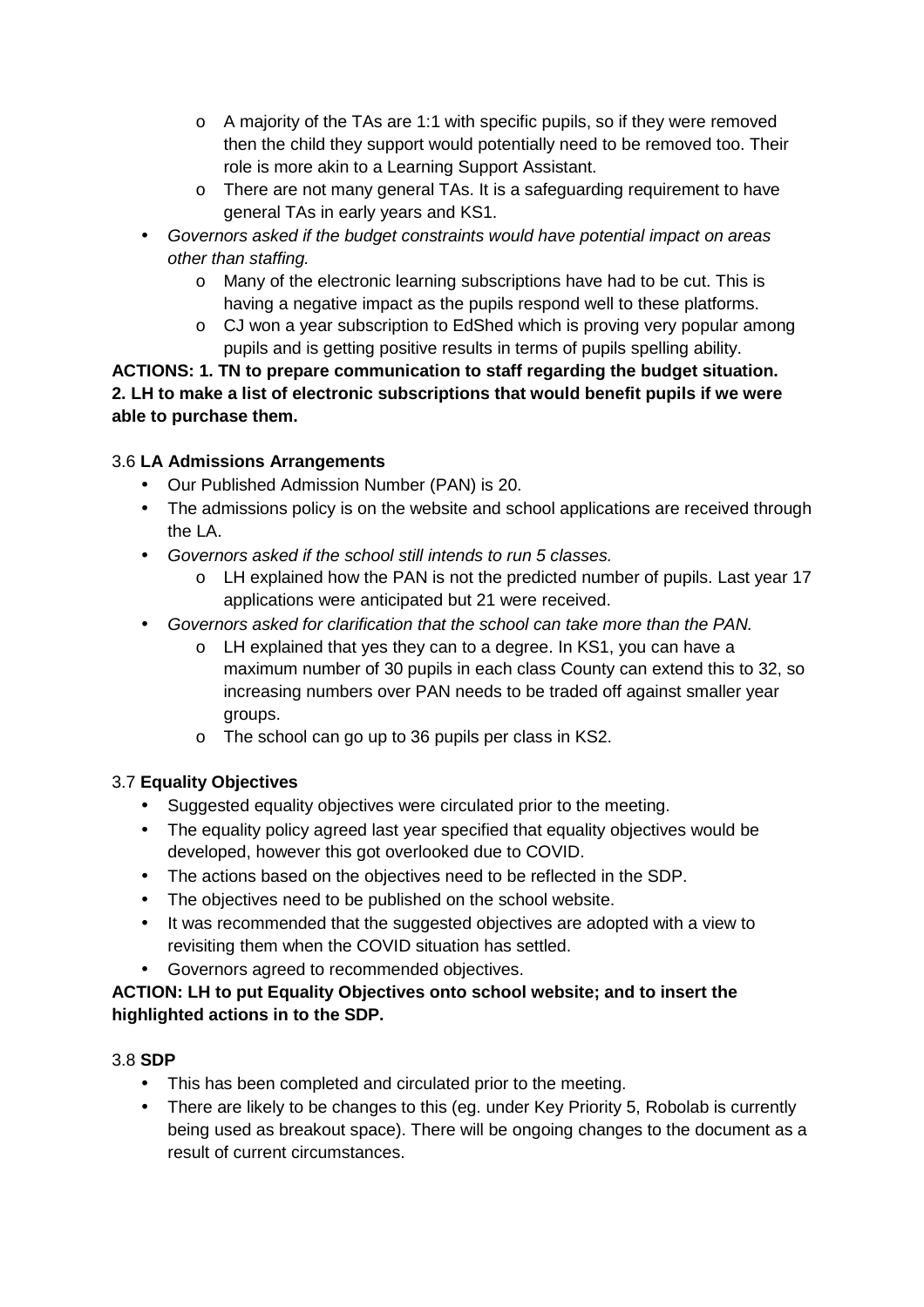- A majority of the TAs are 1:1 with specific pupils, so if they were removed then the child they support would potentially need to be removed too. Their role is more akin to a Learning Support Assistant.
   - There are not many general TAs. It is a safeguarding requirement to have general TAs in early years and KS1.
- *Governors asked if the budget constraints would have potential impact on areas other than staffing.*
   - Many of the electronic learning subscriptions have had to be cut. This is having a negative impact as the pupils respond well to these platforms.
   - CJ won a year subscription to EdShed which is proving very popular among pupils and is getting positive results in terms of pupils spelling ability.

**ACTIONS: 1. TN to prepare communication to staff regarding the budget situation. 2. LH to make a list of electronic subscriptions that would benefit pupils if we were able to purchase them.**

3.6 **LA Admissions Arrangements**

- Our Published Admission Number (PAN) is 20.
- The admissions policy is on the website and school applications are received through the LA.
- *Governors asked if the school still intends to run 5 classes.*
   - LH explained how the PAN is not the predicted number of pupils. Last year 17 applications were anticipated but 21 were received.
- *Governors asked for clarification that the school can take more than the PAN.*
   - LH explained that yes they can to a degree. In KS1, you can have a maximum number of 30 pupils in each class County can extend this to 32, so increasing numbers over PAN needs to be traded off against smaller year groups.
   - The school can go up to 36 pupils per class in KS2.

3.7 **Equality Objectives**

- Suggested equality objectives were circulated prior to the meeting.
- The equality policy agreed last year specified that equality objectives would be developed, however this got overlooked due to COVID.
- The actions based on the objectives need to be reflected in the SDP.
- The objectives need to be published on the school website.
- It was recommended that the suggested objectives are adopted with a view to revisiting them when the COVID situation has settled.
- Governors agreed to recommended objectives.

**ACTION: LH to put Equality Objectives onto school website; and to insert the highlighted actions in to the SDP.**

3.8 **SDP**

- This has been completed and circulated prior to the meeting.
- There are likely to be changes to this (eg. under Key Priority 5, Robolab is currently being used as breakout space). There will be ongoing changes to the document as a result of current circumstances.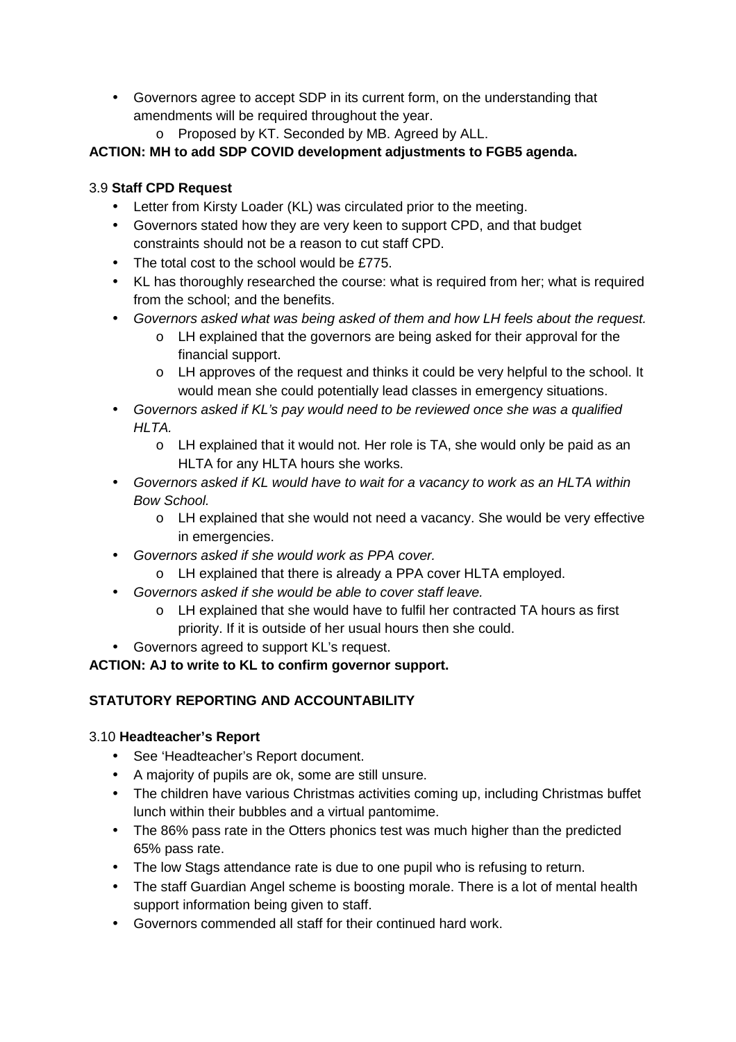- Governors agree to accept SDP in its current form, on the understanding that amendments will be required throughout the year.
    - Proposed by KT. Seconded by MB. Agreed by ALL.

**ACTION: MH to add SDP COVID development adjustments to FGB5 agenda.**

3.9 **Staff CPD Request**

- Letter from Kirsty Loader (KL) was circulated prior to the meeting.
- Governors stated how they are very keen to support CPD, and that budget constraints should not be a reason to cut staff CPD.
- The total cost to the school would be £775.
- KL has thoroughly researched the course: what is required from her; what is required from the school; and the benefits.
- *Governors asked what was being asked of them and how LH feels about the request.*
    - LH explained that the governors are being asked for their approval for the financial support.
    - LH approves of the request and thinks it could be very helpful to the school. It would mean she could potentially lead classes in emergency situations.
- *Governors asked if KL's pay would need to be reviewed once she was a qualified HLTA.*
    - LH explained that it would not. Her role is TA, she would only be paid as an HLTA for any HLTA hours she works.
- *Governors asked if KL would have to wait for a vacancy to work as an HLTA within Bow School.*
    - LH explained that she would not need a vacancy. She would be very effective in emergencies.
- *Governors asked if she would work as PPA cover.*
    - LH explained that there is already a PPA cover HLTA employed.
- *Governors asked if she would be able to cover staff leave.*
    - LH explained that she would have to fulfil her contracted TA hours as first priority. If it is outside of her usual hours then she could.
- Governors agreed to support KL's request.

**ACTION: AJ to write to KL to confirm governor support.**

**STATUTORY REPORTING AND ACCOUNTABILITY**

3.10 **Headteacher's Report**

- See 'Headteacher's Report document.
- A majority of pupils are ok, some are still unsure.
- The children have various Christmas activities coming up, including Christmas buffet lunch within their bubbles and a virtual pantomime.
- The 86% pass rate in the Otters phonics test was much higher than the predicted 65% pass rate.
- The low Stags attendance rate is due to one pupil who is refusing to return.
- The staff Guardian Angel scheme is boosting morale. There is a lot of mental health support information being given to staff.
- Governors commended all staff for their continued hard work.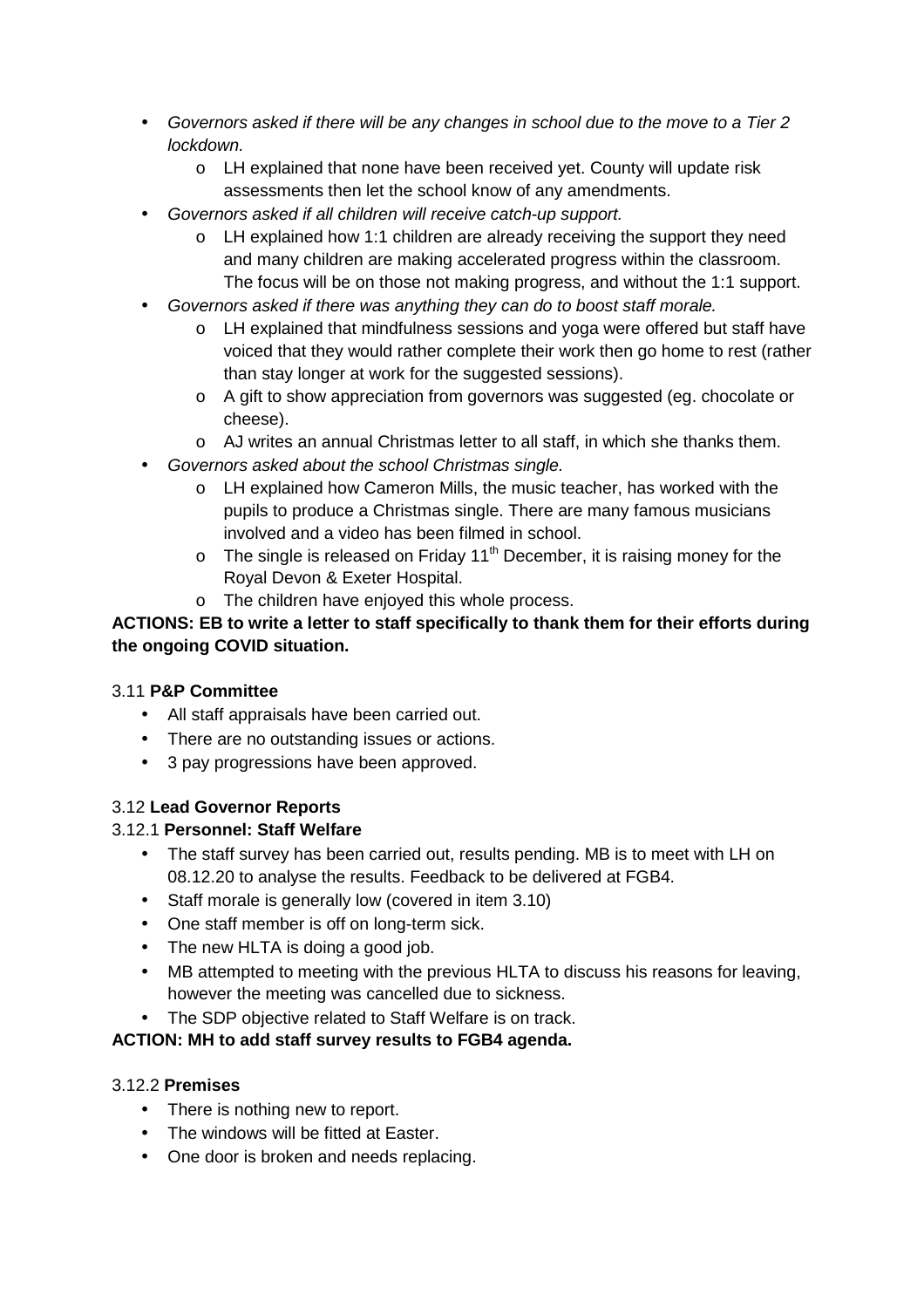- *Governors asked if there will be any changes in school due to the move to a Tier 2 lockdown.*
  - LH explained that none have been received yet. County will update risk assessments then let the school know of any amendments.
- *Governors asked if all children will receive catch-up support.*
  - LH explained how 1:1 children are already receiving the support they need and many children are making accelerated progress within the classroom. The focus will be on those not making progress, and without the 1:1 support.
- *Governors asked if there was anything they can do to boost staff morale.*
  - LH explained that mindfulness sessions and yoga were offered but staff have voiced that they would rather complete their work then go home to rest (rather than stay longer at work for the suggested sessions).
  - A gift to show appreciation from governors was suggested (eg. chocolate or cheese).
  - AJ writes an annual Christmas letter to all staff, in which she thanks them.
- *Governors asked about the school Christmas single.*
  - LH explained how Cameron Mills, the music teacher, has worked with the pupils to produce a Christmas single. There are many famous musicians involved and a video has been filmed in school.
  - The single is released on Friday 11th December, it is raising money for the Royal Devon & Exeter Hospital.
  - The children have enjoyed this whole process.

**ACTIONS: EB to write a letter to staff specifically to thank them for their efforts during the ongoing COVID situation.**

### 3.11 **P&P Committee**

- All staff appraisals have been carried out.
- There are no outstanding issues or actions.
- 3 pay progressions have been approved.

### 3.12 **Lead Governor Reports**

#### 3.12.1 **Personnel: Staff Welfare**

- The staff survey has been carried out, results pending. MB is to meet with LH on 08.12.20 to analyse the results. Feedback to be delivered at FGB4.
- Staff morale is generally low (covered in item 3.10)
- One staff member is off on long-term sick.
- The new HLTA is doing a good job.
- MB attempted to meeting with the previous HLTA to discuss his reasons for leaving, however the meeting was cancelled due to sickness.
- The SDP objective related to Staff Welfare is on track.

**ACTION: MH to add staff survey results to FGB4 agenda.**

#### 3.12.2 **Premises**

- There is nothing new to report.
- The windows will be fitted at Easter.
- One door is broken and needs replacing.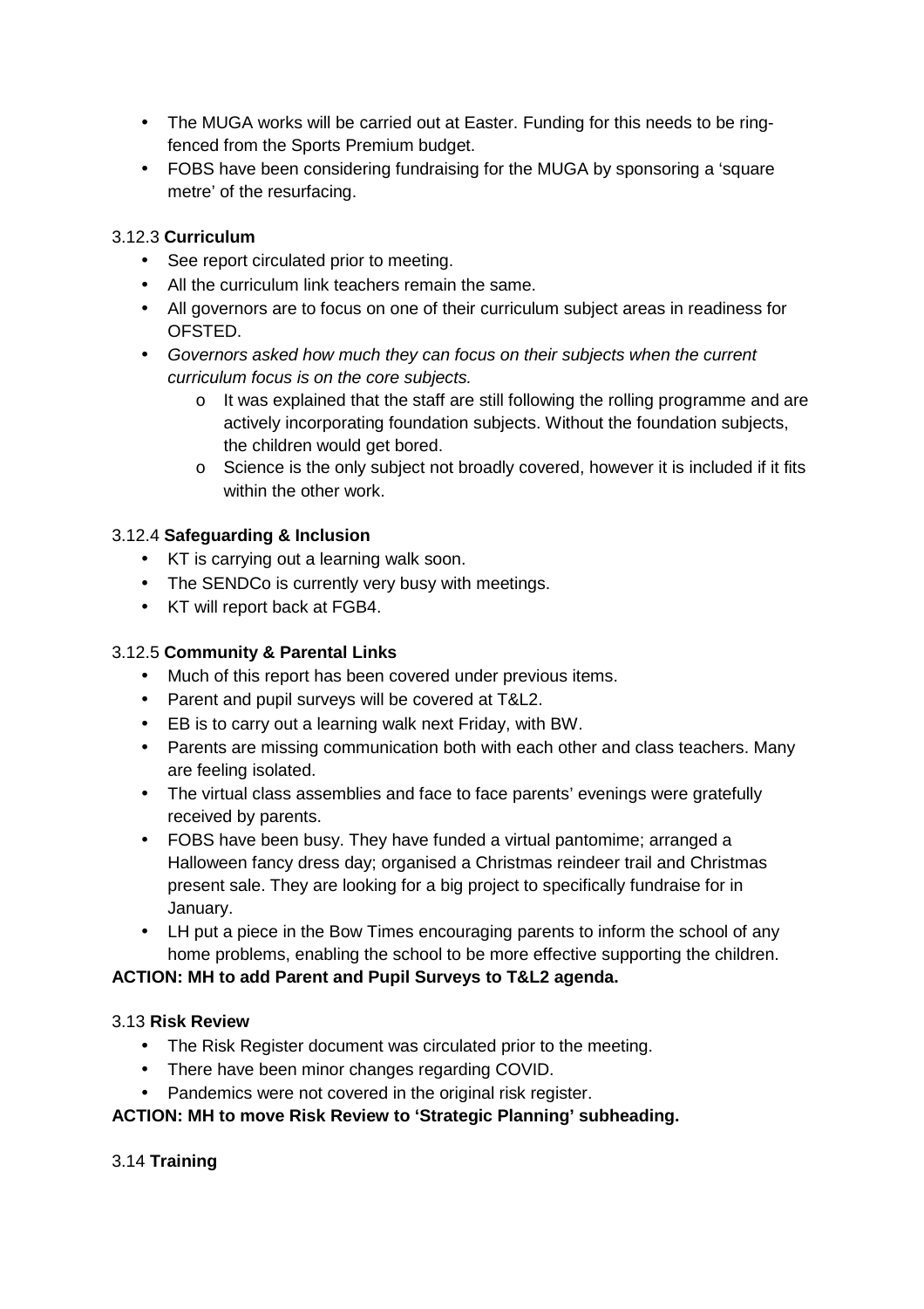- The MUGA works will be carried out at Easter. Funding for this needs to be ring-fenced from the Sports Premium budget.
- FOBS have been considering fundraising for the MUGA by sponsoring a 'square metre' of the resurfacing.

3.12.3 **Curriculum**

- See report circulated prior to meeting.
- All the curriculum link teachers remain the same.
- All governors are to focus on one of their curriculum subject areas in readiness for OFSTED.
- *Governors asked how much they can focus on their subjects when the current curriculum focus is on the core subjects.*
    - It was explained that the staff are still following the rolling programme and are actively incorporating foundation subjects. Without the foundation subjects, the children would get bored.
    - Science is the only subject not broadly covered, however it is included if it fits within the other work.

3.12.4 **Safeguarding & Inclusion**

- KT is carrying out a learning walk soon.
- The SENDCo is currently very busy with meetings.
- KT will report back at FGB4.

3.12.5 **Community & Parental Links**

- Much of this report has been covered under previous items.
- Parent and pupil surveys will be covered at T&L2.
- EB is to carry out a learning walk next Friday, with BW.
- Parents are missing communication both with each other and class teachers. Many are feeling isolated.
- The virtual class assemblies and face to face parents' evenings were gratefully received by parents.
- FOBS have been busy. They have funded a virtual pantomime; arranged a Halloween fancy dress day; organised a Christmas reindeer trail and Christmas present sale. They are looking for a big project to specifically fundraise for in January.
- LH put a piece in the Bow Times encouraging parents to inform the school of any home problems, enabling the school to be more effective supporting the children.

**ACTION: MH to add Parent and Pupil Surveys to T&L2 agenda.**

3.13 **Risk Review**

- The Risk Register document was circulated prior to the meeting.
- There have been minor changes regarding COVID.
- Pandemics were not covered in the original risk register.

**ACTION: MH to move Risk Review to 'Strategic Planning' subheading.**

3.14 **Training**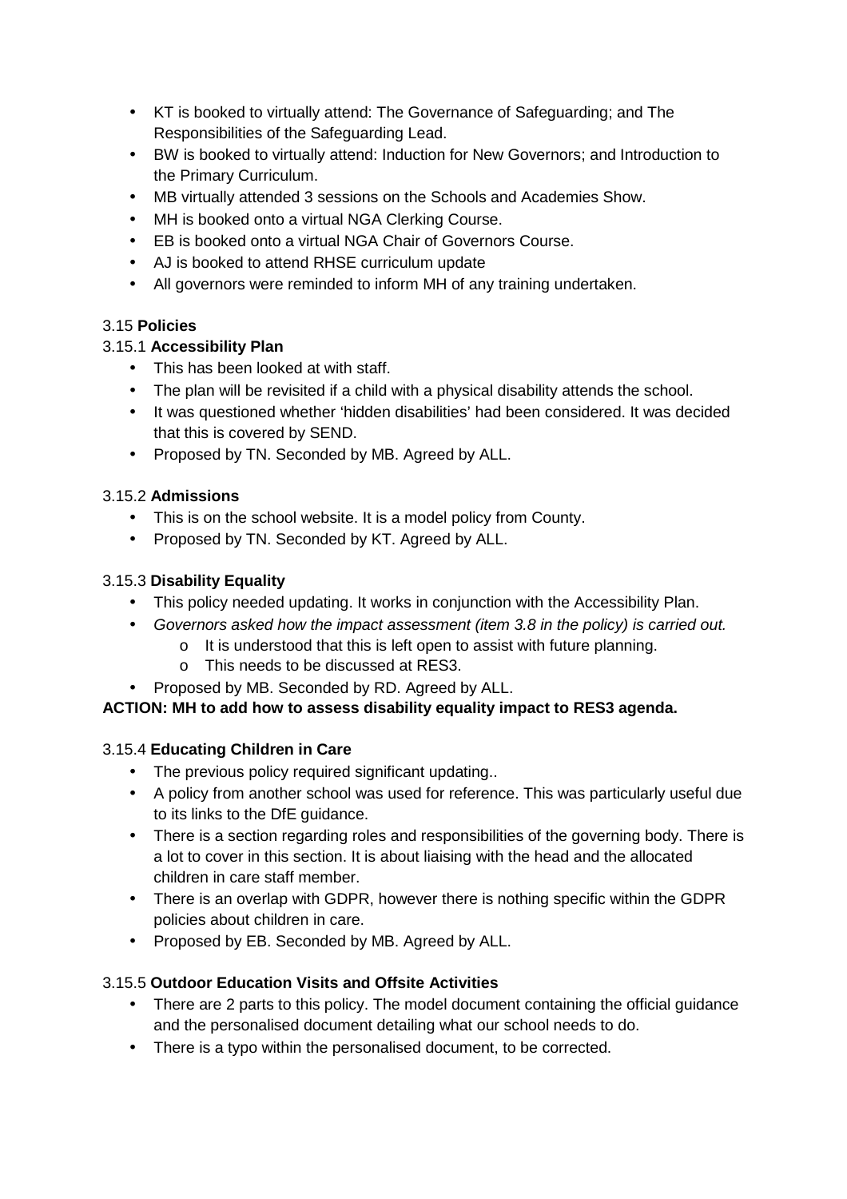- KT is booked to virtually attend: The Governance of Safeguarding; and The Responsibilities of the Safeguarding Lead.
- BW is booked to virtually attend: Induction for New Governors; and Introduction to the Primary Curriculum.
- MB virtually attended 3 sessions on the Schools and Academies Show.
- MH is booked onto a virtual NGA Clerking Course.
- EB is booked onto a virtual NGA Chair of Governors Course.
- AJ is booked to attend RHSE curriculum update
- All governors were reminded to inform MH of any training undertaken.

3.15 **Policies**

3.15.1 **Accessibility Plan**

- This has been looked at with staff.
- The plan will be revisited if a child with a physical disability attends the school.
- It was questioned whether 'hidden disabilities' had been considered. It was decided that this is covered by SEND.
- Proposed by TN. Seconded by MB. Agreed by ALL.

3.15.2 **Admissions**

- This is on the school website. It is a model policy from County.
- Proposed by TN. Seconded by KT. Agreed by ALL.

3.15.3 **Disability Equality**

- This policy needed updating. It works in conjunction with the Accessibility Plan.
- *Governors asked how the impact assessment (item 3.8 in the policy) is carried out.*
    - o It is understood that this is left open to assist with future planning.
    - o This needs to be discussed at RES3.
- Proposed by MB. Seconded by RD. Agreed by ALL.

**ACTION: MH to add how to assess disability equality impact to RES3 agenda.**

3.15.4 **Educating Children in Care**

- The previous policy required significant updating..
- A policy from another school was used for reference. This was particularly useful due to its links to the DfE guidance.
- There is a section regarding roles and responsibilities of the governing body. There is a lot to cover in this section. It is about liaising with the head and the allocated children in care staff member.
- There is an overlap with GDPR, however there is nothing specific within the GDPR policies about children in care.
- Proposed by EB. Seconded by MB. Agreed by ALL.

3.15.5 **Outdoor Education Visits and Offsite Activities**

- There are 2 parts to this policy. The model document containing the official guidance and the personalised document detailing what our school needs to do.
- There is a typo within the personalised document, to be corrected.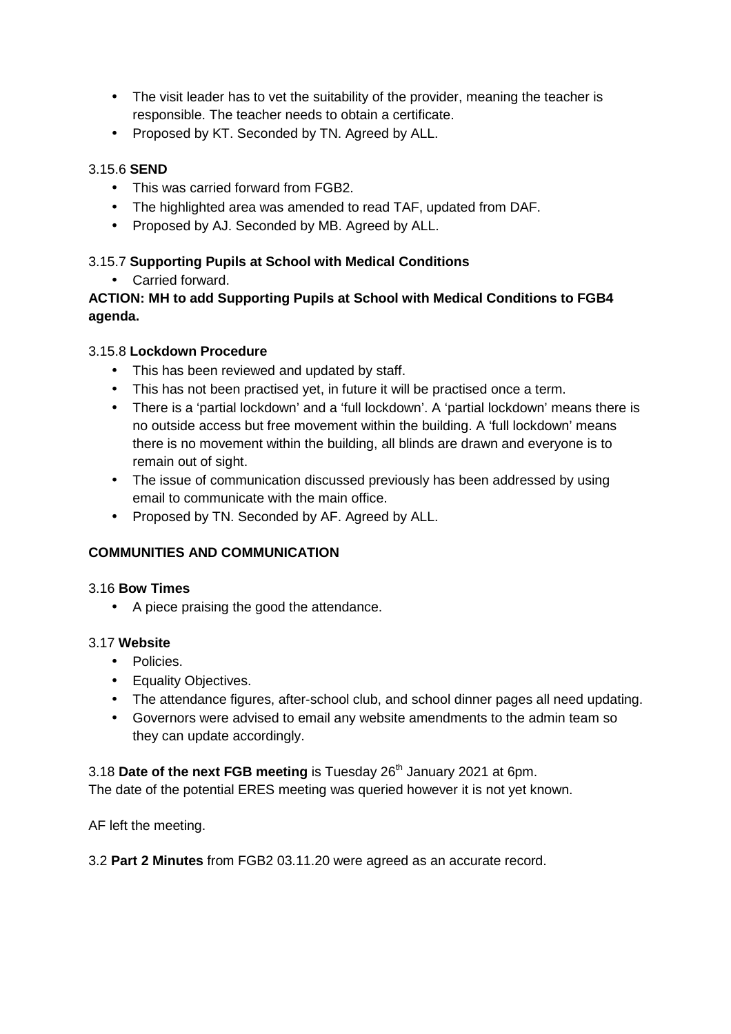- The visit leader has to vet the suitability of the provider, meaning the teacher is responsible. The teacher needs to obtain a certificate.
- Proposed by KT. Seconded by TN. Agreed by ALL.

3.15.6 **SEND**

- This was carried forward from FGB2.
- The highlighted area was amended to read TAF, updated from DAF.
- Proposed by AJ. Seconded by MB. Agreed by ALL.

3.15.7 **Supporting Pupils at School with Medical Conditions**

- Carried forward.

**ACTION: MH to add Supporting Pupils at School with Medical Conditions to FGB4 agenda.**

3.15.8 **Lockdown Procedure**

- This has been reviewed and updated by staff.
- This has not been practised yet, in future it will be practised once a term.
- There is a 'partial lockdown' and a 'full lockdown'. A 'partial lockdown' means there is no outside access but free movement within the building. A 'full lockdown' means there is no movement within the building, all blinds are drawn and everyone is to remain out of sight.
- The issue of communication discussed previously has been addressed by using email to communicate with the main office.
- Proposed by TN. Seconded by AF. Agreed by ALL.

**COMMUNITIES AND COMMUNICATION**

3.16 **Bow Times**

- A piece praising the good the attendance.

3.17 **Website**

- Policies.
- Equality Objectives.
- The attendance figures, after-school club, and school dinner pages all need updating.
- Governors were advised to email any website amendments to the admin team so they can update accordingly.

3.18 **Date of the next FGB meeting** is Tuesday 26th January 2021 at 6pm.
The date of the potential ERES meeting was queried however it is not yet known.

AF left the meeting.

3.2 **Part 2 Minutes** from FGB2 03.11.20 were agreed as an accurate record.